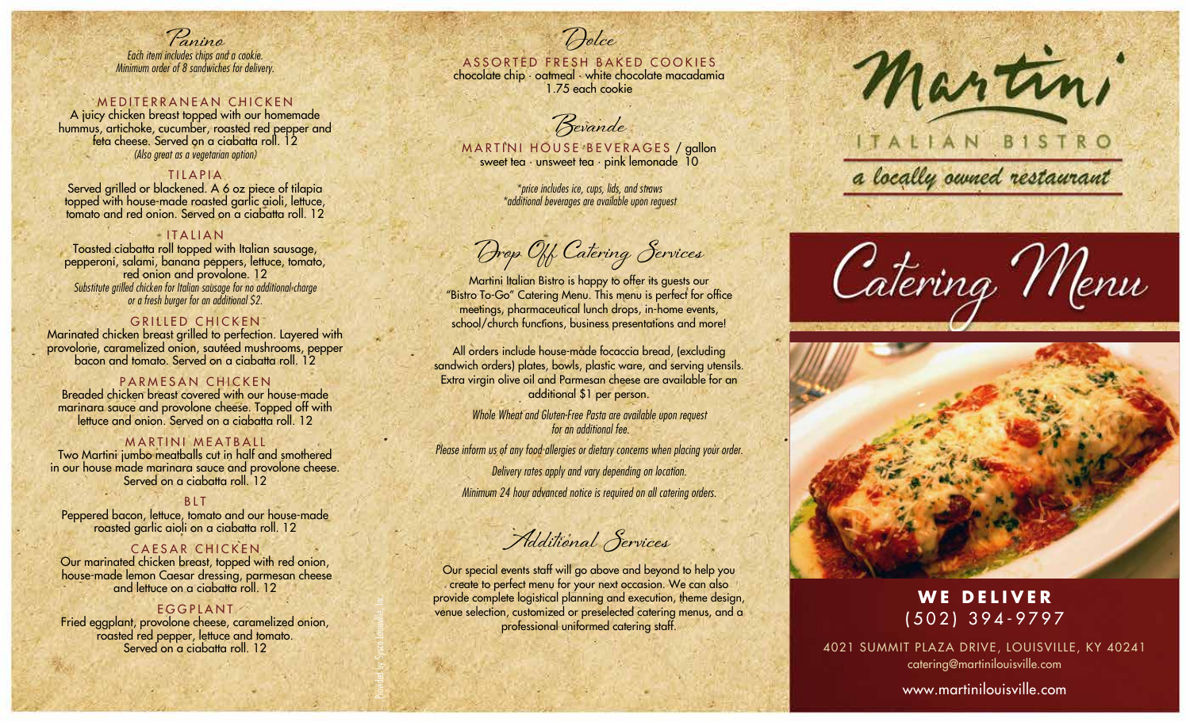## Panino

*Each item includes chips and a cookie.*
*Minimum order of 8 sandwiches for delivery.*

### MEDITERRANEAN CHICKEN

A juicy chicken breast topped with our homemade hummus, artichoke, cucumber, roasted red pepper and feta cheese. Served on a ciabatta roll. 12
*(Also great as a vegetarian option)*

### TILAPIA

Served grilled or blackened. A 6 oz piece of tilapia topped with house-made roasted garlic aioli, lettuce, tomato and red onion. Served on a ciabatta roll. 12

### ITALIAN

Toasted ciabatta roll topped with Italian sausage, pepperoni, salami, banana peppers, lettuce, tomato, red onion and provolone. 12
*Substitute grilled chicken for Italian sausage for no additional charge or a fresh burger for an additional $2.*

### GRILLED CHICKEN

Marinated chicken breast grilled to perfection. Layered with provolone, caramelized onion, sautéed mushrooms, pepper bacon and tomato. Served on a ciabatta roll. 12

### PARMESAN CHICKEN

Breaded chicken breast covered with our house-made marinara sauce and provolone cheese. Topped off with lettuce and onion. Served on a ciabatta roll. 12

### MARTINI MEATBALL

Two Martini jumbo meatballs cut in half and smothered in our house made marinara sauce and provolone cheese. Served on a ciabatta roll. 12

### BLT

Peppered bacon, lettuce, tomato and our house-made roasted garlic aioli on a ciabatta roll. 12

### CAESAR CHICKEN

Our marinated chicken breast, topped with red onion, house-made lemon Caesar dressing, parmesan cheese and lettuce on a ciabatta roll. 12

### EGGPLANT

Fried eggplant, provolone cheese, caramelized onion, roasted red pepper, lettuce and tomato. Served on a ciabatta roll. 12

Provided by Sysco Louisville, Inc.

## Dolce

### ASSORTED FRESH BAKED COOKIES

chocolate chip · oatmeal · white chocolate macadamia
1.75 each cookie

## Bevande

### MARTINI HOUSE BEVERAGES / gallon

sweet tea · unsweet tea · pink lemonade 10

*\*price includes ice, cups, lids, and straws*
*\*additional beverages are available upon request*

## Drop Off Catering Services

Martini Italian Bistro is happy to offer its guests our "Bistro To-Go" Catering Menu. This menu is perfect for office meetings, pharmaceutical lunch drops, in-home events, school/church functions, business presentations and more!

All orders include house-made focaccia bread, (excluding sandwich orders) plates, bowls, plastic ware, and serving utensils. Extra virgin olive oil and Parmesan cheese are available for an additional $1 per person.

*Whole Wheat and Gluten-Free Pasta are available upon request for an additional fee.*

*Please inform us of any food allergies or dietary concerns when placing your order.*

*Delivery rates apply and vary depending on location.*

*Minimum 24 hour advanced notice is required on all catering orders.*

## Additional Services

Our special events staff will go above and beyond to help you create to perfect menu for your next occasion. We can also provide complete logistical planning and execution, theme design, venue selection, customized or preselected catering menus, and a professional uniformed catering staff.

# Martini

ITALIAN BISTRO

*a locally owned restaurant*

# Catering Menu

**WE DELIVER**
(502) 394-9797

4021 SUMMIT PLAZA DRIVE, LOUISVILLE, KY 40241
catering@martinilouisville.com

www.martinilouisville.com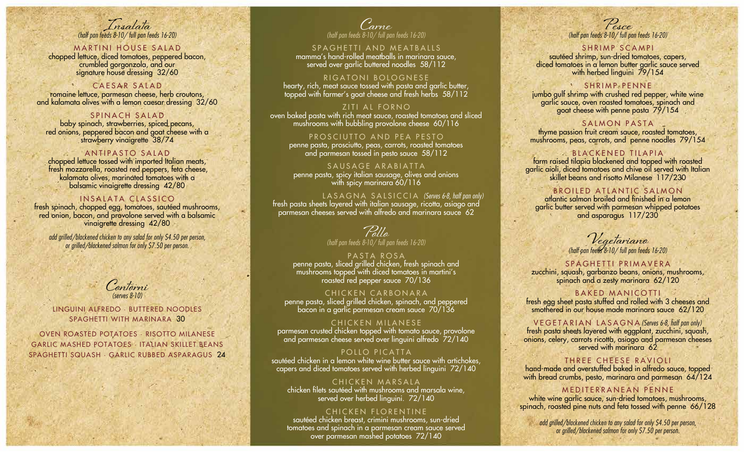## Insalata

*(half pan feeds 8-10/ full pan feeds 16-20)*

### MARTINI HOUSE SALAD
chopped lettuce, diced tomatoes, peppered bacon, crumbled gorgonzola, and our signature house dressing 32/60

### CAESAR SALAD
romaine lettuce, parmesan cheese, herb croutons, and kalamata olives with a lemon caesar dressing 32/60

### SPINACH SALAD
baby spinach, strawberries, spiced pecans, red onions, peppered bacon and goat cheese with a strawberry vinaigrette 38/74

### ANTIPASTO SALAD
chopped lettuce tossed with imported Italian meats, fresh mozzarella, roasted red peppers, feta cheese, kalamata olives, marinated tomatoes with a balsamic vinaigrette dressing 42/80

### INSALATA CLASSICO
fresh spinach, chopped egg, tomatoes, sautéed mushrooms, red onion, bacon, and provolone served with a balsamic vinaigrette dressing 42/80

*add grilled/blackened chicken to any salad for only $4.50 per person, or grilled/blackened salmon for only $7.50 per person.*

## Contorni

*(serves 8-10)*

LINGUINI ALFREDO · BUTTERED NOODLES
SPAGHETTI WITH MARINARA 30

OVEN ROASTED POTATOES · RISOTTO MILANESE
GARLIC MASHED POTATOES · ITALIAN SKILLET BEANS
SPAGHETTI SQUASH · GARLIC RUBBED ASPARAGUS 24

## Carne

*(half pan feeds 8-10/ full pan feeds 16-20)*

### SPAGHETTI AND MEATBALLS
mamma's hand-rolled meatballs in marinara sauce, served over garlic buttered noodles 58/112

### RIGATONI BOLOGNESE
hearty, rich, meat sauce tossed with pasta and garlic butter, topped with farmer's goat cheese and fresh herbs 58/112

### ZITI AL FORNO
oven baked pasta with rich meat sauce, roasted tomatoes and sliced mushrooms with bubbling provolone cheese 60/116

### PROSCIUTTO AND PEA PESTO
penne pasta, prosciutto, peas, carrots, roasted tomatoes and parmesan tossed in pesto sauce 58/112

### SAUSAGE ARABIATTA
penne pasta, spicy italian sausage, olives and onions with spicy marinara 60/116

### LASAGNA SALSICCIA *(Serves 6-8, half pan only)*
fresh pasta sheets layered with italian sausage, ricotta, asiago and parmesan cheeses served with alfredo and marinara sauce 62

## Pollo

*(half pan feeds 8-10/ full pan feeds 16-20)*

### PASTA ROSA
penne pasta, sliced grilled chicken, fresh spinach and mushrooms topped with diced tomatoes in martini's roasted red pepper sauce 70/136

### CHICKEN CARBONARA
penne pasta, sliced grilled chicken, spinach, and peppered bacon in a garlic parmesan cream sauce 70/136

### CHICKEN MILANESE
parmesan crusted chicken topped with tomato sauce, provolone and parmesan cheese served over linguini alfredo 72/140

### POLLO PICATTA
sautéed chicken in a lemon white wine butter sauce with artichokes, capers and diced tomatoes served with herbed linguini 72/140

### CHICKEN MARSALA
chicken filets sautéed with mushrooms and marsala wine, served over herbed linguini. 72/140

### CHICKEN FLORENTINE
sautéed chicken breast, crimini mushrooms, sun-dried tomatoes and spinach in a parmesan cream sauce served over parmesan mashed potatoes 72/140

## Pesce

*(half pan feeds 8-10/ full pan feeds 16-20)*

### SHRIMP SCAMPI
sautéed shrimp, sun-dried tomatoes, capers, diced tomatoes in a lemon butter garlic sauce served with herbed linguini 79/154

### SHRIMP PENNE
jumbo gulf shrimp with crushed red pepper, white wine garlic sauce, oven roasted tomatoes, spinach and goat cheese with penne pasta 79/154

### SALMON PASTA
thyme passion fruit cream sauce, roasted tomatoes, mushrooms, peas, carrots, and penne noodles 79/154

### BLACKENED TILAPIA
farm raised tilapia blackened and topped with roasted garlic aioli, diced tomatoes and chive oil served with Italian skillet beans and risotto Milanese 117/230

### BROILED ATLANTIC SALMON
atlantic salmon broiled and finished in a lemon garlic butter served with parmesan whipped potatoes and asparagus 117/230

## Vegetariano

*(half pan feeds 8-10/ full pan feeds 16-20)*

### SPAGHETTI PRIMAVERA
zucchini, squash, garbanzo beans, onions, mushrooms, spinach and a zesty marinara 62/120

### BAKED MANICOTTI
fresh egg sheet pasta stuffed and rolled with 3 cheeses and smothered in our house made marinara sauce 62/120

### VEGETARIAN LASAGNA *(Serves 6-8, half pan only)*
fresh pasta sheets layered with eggplant, zucchini, squash, onions, celery, carrots ricotta, asiago and parmesan cheeses served with marinara 62

### THREE CHEESE RAVIOLI
hand-made and overstuffed baked in alfredo sauce, topped with bread crumbs, pesto, marinara and parmesan 64/124

### MEDITERRANEAN PENNE
white wine garlic sauce, sun-dried tomatoes, mushrooms, spinach, roasted pine nuts and feta tossed with penne 66/128

*add grilled/blackened chicken to any salad for only $4.50 per person, or grilled/blackened salmon for only $7.50 per person.*